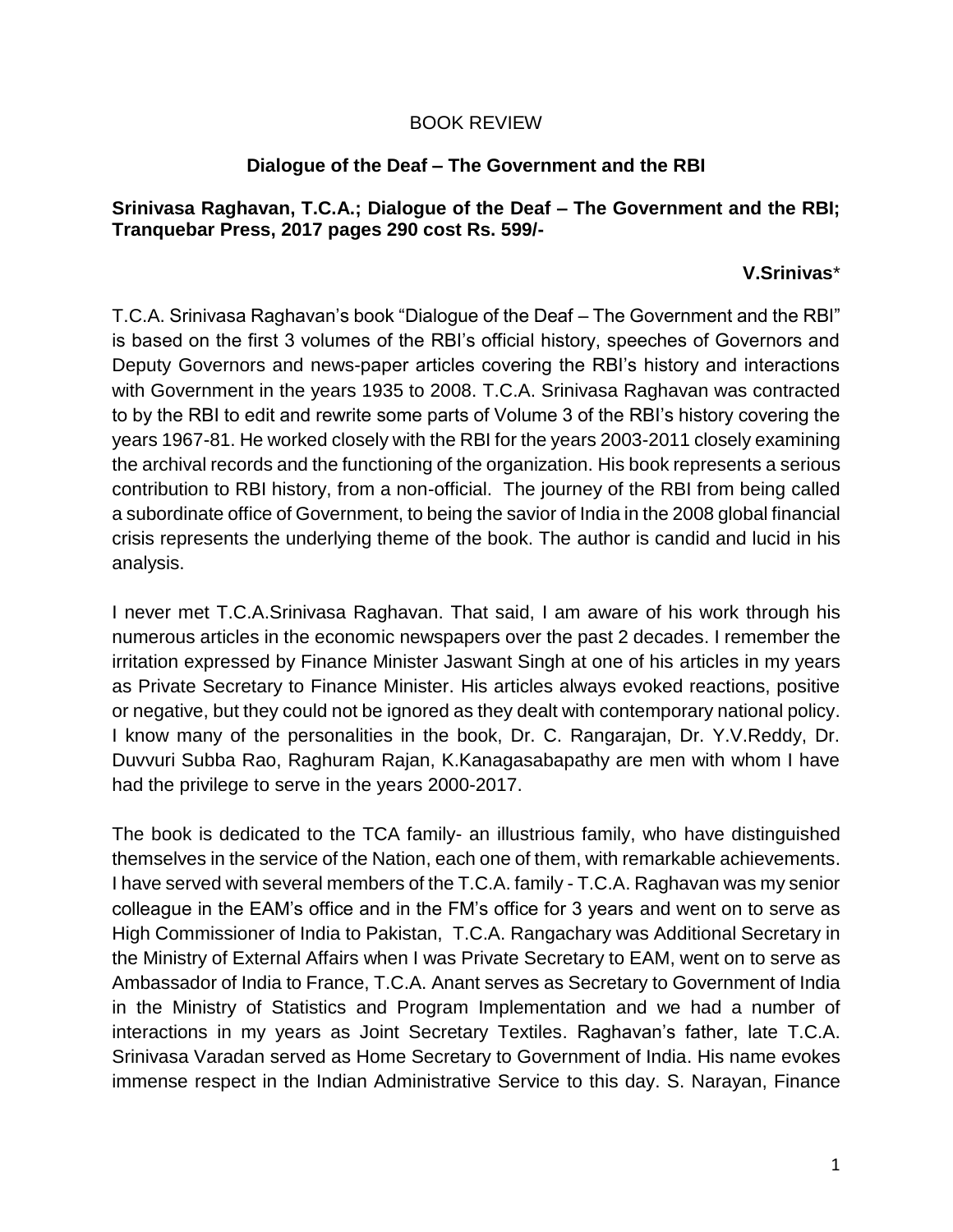BOOK REVIEW

## Dialogue of the Deaf – The Government and the RBI

**Srinivasa Raghavan, T.C.A.; Dialogue of the Deaf – The Government and the RBI; Tranquebar Press, 2017 pages 290 cost Rs. 599/-**

**V.Srinivas***

T.C.A. Srinivasa Raghavan's book "Dialogue of the Deaf – The Government and the RBI" is based on the first 3 volumes of the RBI's official history, speeches of Governors and Deputy Governors and news-paper articles covering the RBI's history and interactions with Government in the years 1935 to 2008. T.C.A. Srinivasa Raghavan was contracted to by the RBI to edit and rewrite some parts of Volume 3 of the RBI's history covering the years 1967-81. He worked closely with the RBI for the years 2003-2011 closely examining the archival records and the functioning of the organization. His book represents a serious contribution to RBI history, from a non-official. The journey of the RBI from being called a subordinate office of Government, to being the savior of India in the 2008 global financial crisis represents the underlying theme of the book. The author is candid and lucid in his analysis.

I never met T.C.A.Srinivasa Raghavan. That said, I am aware of his work through his numerous articles in the economic newspapers over the past 2 decades. I remember the irritation expressed by Finance Minister Jaswant Singh at one of his articles in my years as Private Secretary to Finance Minister. His articles always evoked reactions, positive or negative, but they could not be ignored as they dealt with contemporary national policy. I know many of the personalities in the book, Dr. C. Rangarajan, Dr. Y.V.Reddy, Dr. Duvvuri Subba Rao, Raghuram Rajan, K.Kanagasabapathy are men with whom I have had the privilege to serve in the years 2000-2017.

The book is dedicated to the TCA family- an illustrious family, who have distinguished themselves in the service of the Nation, each one of them, with remarkable achievements. I have served with several members of the T.C.A. family - T.C.A. Raghavan was my senior colleague in the EAM's office and in the FM's office for 3 years and went on to serve as High Commissioner of India to Pakistan, T.C.A. Rangachary was Additional Secretary in the Ministry of External Affairs when I was Private Secretary to EAM, went on to serve as Ambassador of India to France, T.C.A. Anant serves as Secretary to Government of India in the Ministry of Statistics and Program Implementation and we had a number of interactions in my years as Joint Secretary Textiles. Raghavan's father, late T.C.A. Srinivasa Varadan served as Home Secretary to Government of India. His name evokes immense respect in the Indian Administrative Service to this day. S. Narayan, Finance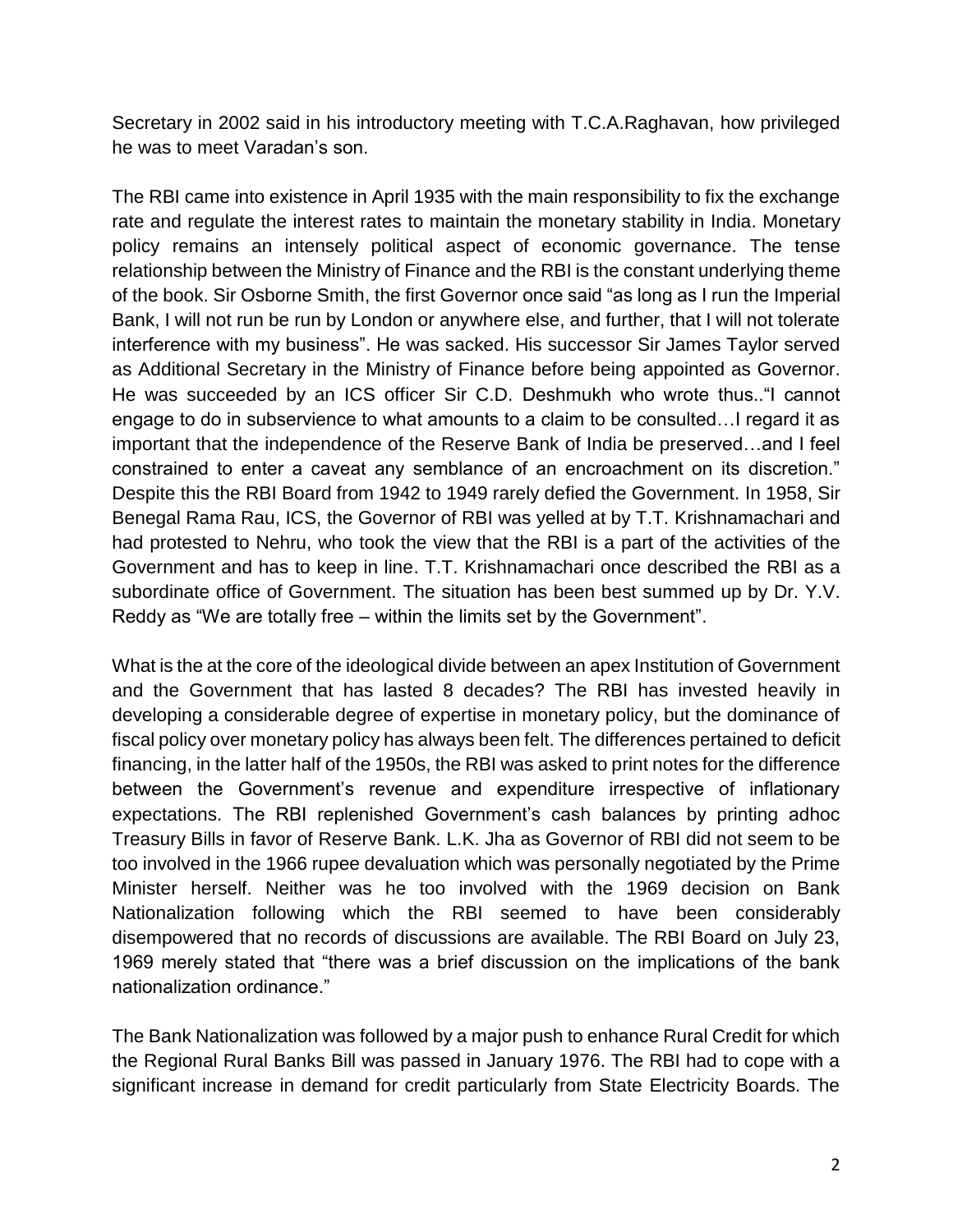Secretary in 2002 said in his introductory meeting with T.C.A.Raghavan, how privileged he was to meet Varadan's son.

The RBI came into existence in April 1935 with the main responsibility to fix the exchange rate and regulate the interest rates to maintain the monetary stability in India. Monetary policy remains an intensely political aspect of economic governance. The tense relationship between the Ministry of Finance and the RBI is the constant underlying theme of the book. Sir Osborne Smith, the first Governor once said "as long as I run the Imperial Bank, I will not run be run by London or anywhere else, and further, that I will not tolerate interference with my business". He was sacked. His successor Sir James Taylor served as Additional Secretary in the Ministry of Finance before being appointed as Governor. He was succeeded by an ICS officer Sir C.D. Deshmukh who wrote thus.."I cannot engage to do in subservience to what amounts to a claim to be consulted…I regard it as important that the independence of the Reserve Bank of India be preserved…and I feel constrained to enter a caveat any semblance of an encroachment on its discretion." Despite this the RBI Board from 1942 to 1949 rarely defied the Government. In 1958, Sir Benegal Rama Rau, ICS, the Governor of RBI was yelled at by T.T. Krishnamachari and had protested to Nehru, who took the view that the RBI is a part of the activities of the Government and has to keep in line. T.T. Krishnamachari once described the RBI as a subordinate office of Government. The situation has been best summed up by Dr. Y.V. Reddy as "We are totally free – within the limits set by the Government".

What is the at the core of the ideological divide between an apex Institution of Government and the Government that has lasted 8 decades? The RBI has invested heavily in developing a considerable degree of expertise in monetary policy, but the dominance of fiscal policy over monetary policy has always been felt. The differences pertained to deficit financing, in the latter half of the 1950s, the RBI was asked to print notes for the difference between the Government's revenue and expenditure irrespective of inflationary expectations. The RBI replenished Government's cash balances by printing adhoc Treasury Bills in favor of Reserve Bank. L.K. Jha as Governor of RBI did not seem to be too involved in the 1966 rupee devaluation which was personally negotiated by the Prime Minister herself. Neither was he too involved with the 1969 decision on Bank Nationalization following which the RBI seemed to have been considerably disempowered that no records of discussions are available. The RBI Board on July 23, 1969 merely stated that "there was a brief discussion on the implications of the bank nationalization ordinance."

The Bank Nationalization was followed by a major push to enhance Rural Credit for which the Regional Rural Banks Bill was passed in January 1976. The RBI had to cope with a significant increase in demand for credit particularly from State Electricity Boards. The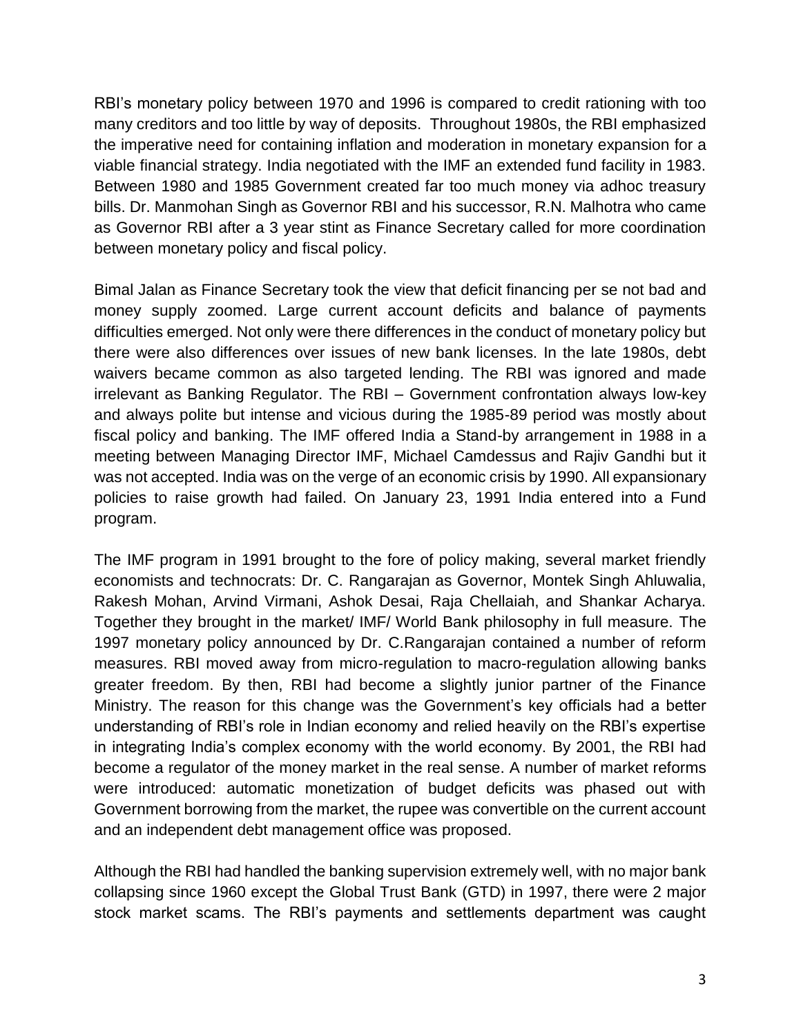RBI's monetary policy between 1970 and 1996 is compared to credit rationing with too many creditors and too little by way of deposits. Throughout 1980s, the RBI emphasized the imperative need for containing inflation and moderation in monetary expansion for a viable financial strategy. India negotiated with the IMF an extended fund facility in 1983. Between 1980 and 1985 Government created far too much money via adhoc treasury bills. Dr. Manmohan Singh as Governor RBI and his successor, R.N. Malhotra who came as Governor RBI after a 3 year stint as Finance Secretary called for more coordination between monetary policy and fiscal policy.

Bimal Jalan as Finance Secretary took the view that deficit financing per se not bad and money supply zoomed. Large current account deficits and balance of payments difficulties emerged. Not only were there differences in the conduct of monetary policy but there were also differences over issues of new bank licenses. In the late 1980s, debt waivers became common as also targeted lending. The RBI was ignored and made irrelevant as Banking Regulator. The RBI – Government confrontation always low-key and always polite but intense and vicious during the 1985-89 period was mostly about fiscal policy and banking. The IMF offered India a Stand-by arrangement in 1988 in a meeting between Managing Director IMF, Michael Camdessus and Rajiv Gandhi but it was not accepted. India was on the verge of an economic crisis by 1990. All expansionary policies to raise growth had failed. On January 23, 1991 India entered into a Fund program.

The IMF program in 1991 brought to the fore of policy making, several market friendly economists and technocrats: Dr. C. Rangarajan as Governor, Montek Singh Ahluwalia, Rakesh Mohan, Arvind Virmani, Ashok Desai, Raja Chellaiah, and Shankar Acharya. Together they brought in the market/ IMF/ World Bank philosophy in full measure. The 1997 monetary policy announced by Dr. C.Rangarajan contained a number of reform measures. RBI moved away from micro-regulation to macro-regulation allowing banks greater freedom. By then, RBI had become a slightly junior partner of the Finance Ministry. The reason for this change was the Government's key officials had a better understanding of RBI's role in Indian economy and relied heavily on the RBI's expertise in integrating India's complex economy with the world economy. By 2001, the RBI had become a regulator of the money market in the real sense. A number of market reforms were introduced: automatic monetization of budget deficits was phased out with Government borrowing from the market, the rupee was convertible on the current account and an independent debt management office was proposed.

Although the RBI had handled the banking supervision extremely well, with no major bank collapsing since 1960 except the Global Trust Bank (GTD) in 1997, there were 2 major stock market scams. The RBI's payments and settlements department was caught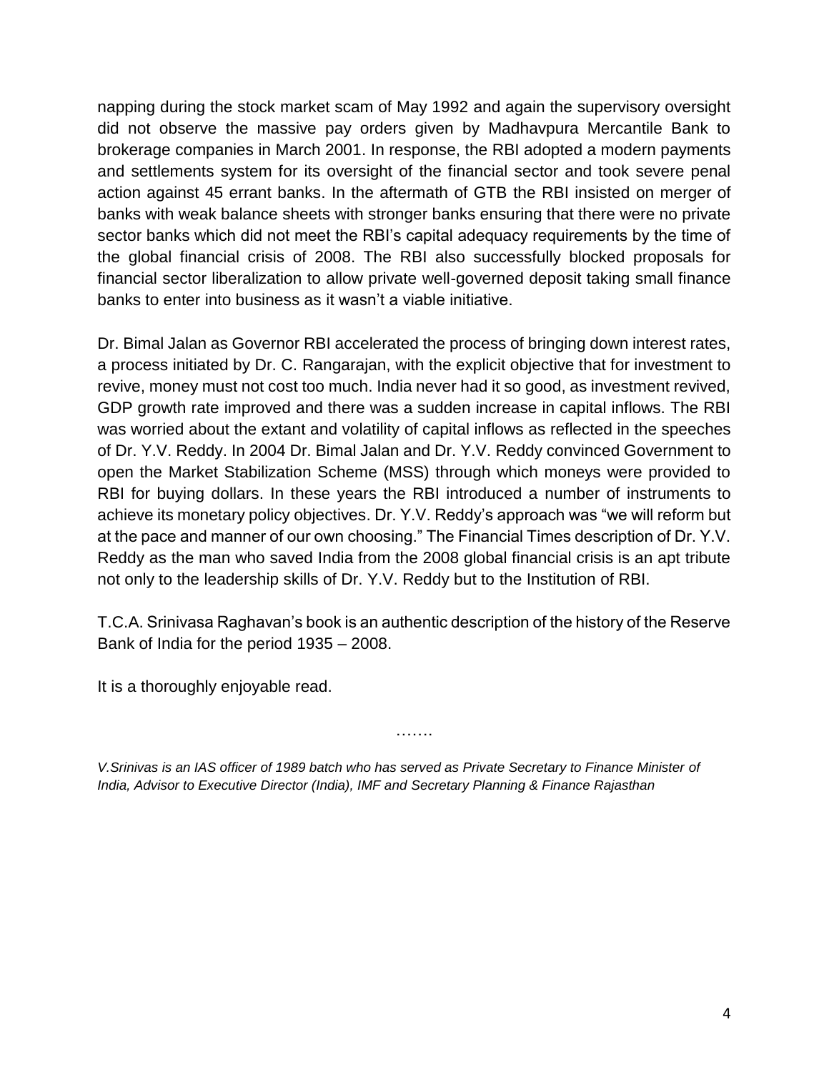napping during the stock market scam of May 1992 and again the supervisory oversight did not observe the massive pay orders given by Madhavpura Mercantile Bank to brokerage companies in March 2001. In response, the RBI adopted a modern payments and settlements system for its oversight of the financial sector and took severe penal action against 45 errant banks. In the aftermath of GTB the RBI insisted on merger of banks with weak balance sheets with stronger banks ensuring that there were no private sector banks which did not meet the RBI's capital adequacy requirements by the time of the global financial crisis of 2008. The RBI also successfully blocked proposals for financial sector liberalization to allow private well-governed deposit taking small finance banks to enter into business as it wasn't a viable initiative.

Dr. Bimal Jalan as Governor RBI accelerated the process of bringing down interest rates, a process initiated by Dr. C. Rangarajan, with the explicit objective that for investment to revive, money must not cost too much. India never had it so good, as investment revived, GDP growth rate improved and there was a sudden increase in capital inflows. The RBI was worried about the extant and volatility of capital inflows as reflected in the speeches of Dr. Y.V. Reddy. In 2004 Dr. Bimal Jalan and Dr. Y.V. Reddy convinced Government to open the Market Stabilization Scheme (MSS) through which moneys were provided to RBI for buying dollars. In these years the RBI introduced a number of instruments to achieve its monetary policy objectives. Dr. Y.V. Reddy's approach was "we will reform but at the pace and manner of our own choosing." The Financial Times description of Dr. Y.V. Reddy as the man who saved India from the 2008 global financial crisis is an apt tribute not only to the leadership skills of Dr. Y.V. Reddy but to the Institution of RBI.

T.C.A. Srinivasa Raghavan's book is an authentic description of the history of the Reserve Bank of India for the period 1935 – 2008.

It is a thoroughly enjoyable read.

…….

*V.Srinivas is an IAS officer of 1989 batch who has served as Private Secretary to Finance Minister of India, Advisor to Executive Director (India), IMF and Secretary Planning & Finance Rajasthan*